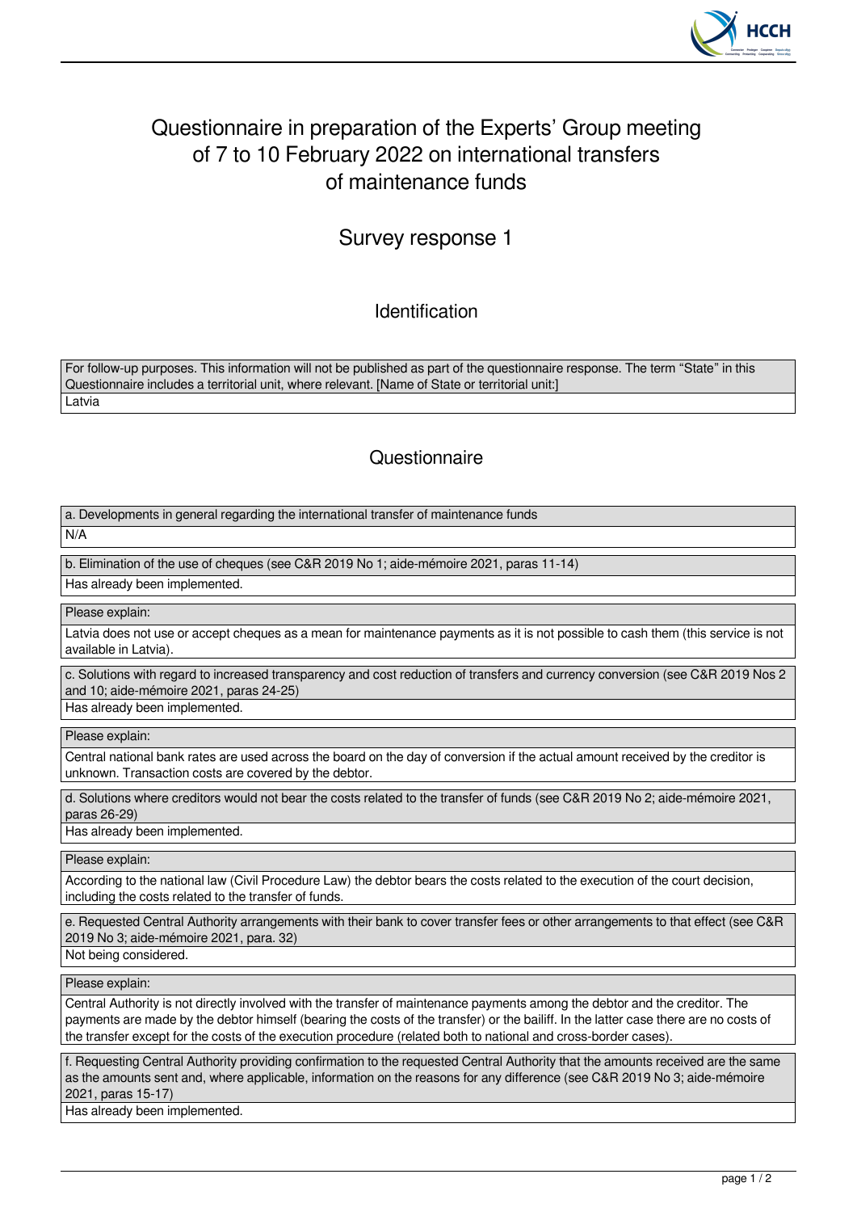# Questionnaire in preparation of the Experts' Group meeting of 7 to 10 February 2022 on international transfers of maintenance funds

## Survey response 1

### Identification

| For follow-up purposes. This information will not be published as part of the questionnaire response. The term "State" in this Questionnaire includes a territorial unit, where relevant. [Name of State or territorial unit:] |
|---|
| Latvia |

### Questionnaire

| a. Developments in general regarding the international transfer of maintenance funds |
|---|
| N/A |

| b. Elimination of the use of cheques (see C&R 2019 No 1; aide-mémoire 2021, paras 11-14) |
|---|
| Has already been implemented. |

| Please explain: |
|---|
| Latvia does not use or accept cheques as a mean for maintenance payments as it is not possible to cash them (this service is not available in Latvia). |

| c. Solutions with regard to increased transparency and cost reduction of transfers and currency conversion (see C&R 2019 Nos 2 and 10; aide-mémoire 2021, paras 24-25) |
|---|
| Has already been implemented. |

| Please explain: |
|---|
| Central national bank rates are used across the board on the day of conversion if the actual amount received by the creditor is unknown. Transaction costs are covered by the debtor. |

| d. Solutions where creditors would not bear the costs related to the transfer of funds (see C&R 2019 No 2; aide-mémoire 2021, paras 26-29) |
|---|
| Has already been implemented. |

| Please explain: |
|---|
| According to the national law (Civil Procedure Law) the debtor bears the costs related to the execution of the court decision, including the costs related to the transfer of funds. |

| e. Requested Central Authority arrangements with their bank to cover transfer fees or other arrangements to that effect (see C&R 2019 No 3; aide-mémoire 2021, para. 32) |
|---|
| Not being considered. |

| Please explain: |
|---|
| Central Authority is not directly involved with the transfer of maintenance payments among the debtor and the creditor. The payments are made by the debtor himself (bearing the costs of the transfer) or the bailiff. In the latter case there are no costs of the transfer except for the costs of the execution procedure (related both to national and cross-border cases). |

| f. Requesting Central Authority providing confirmation to the requested Central Authority that the amounts received are the same as the amounts sent and, where applicable, information on the reasons for any difference (see C&R 2019 No 3; aide-mémoire 2021, paras 15-17) |
|---|
| Has already been implemented. |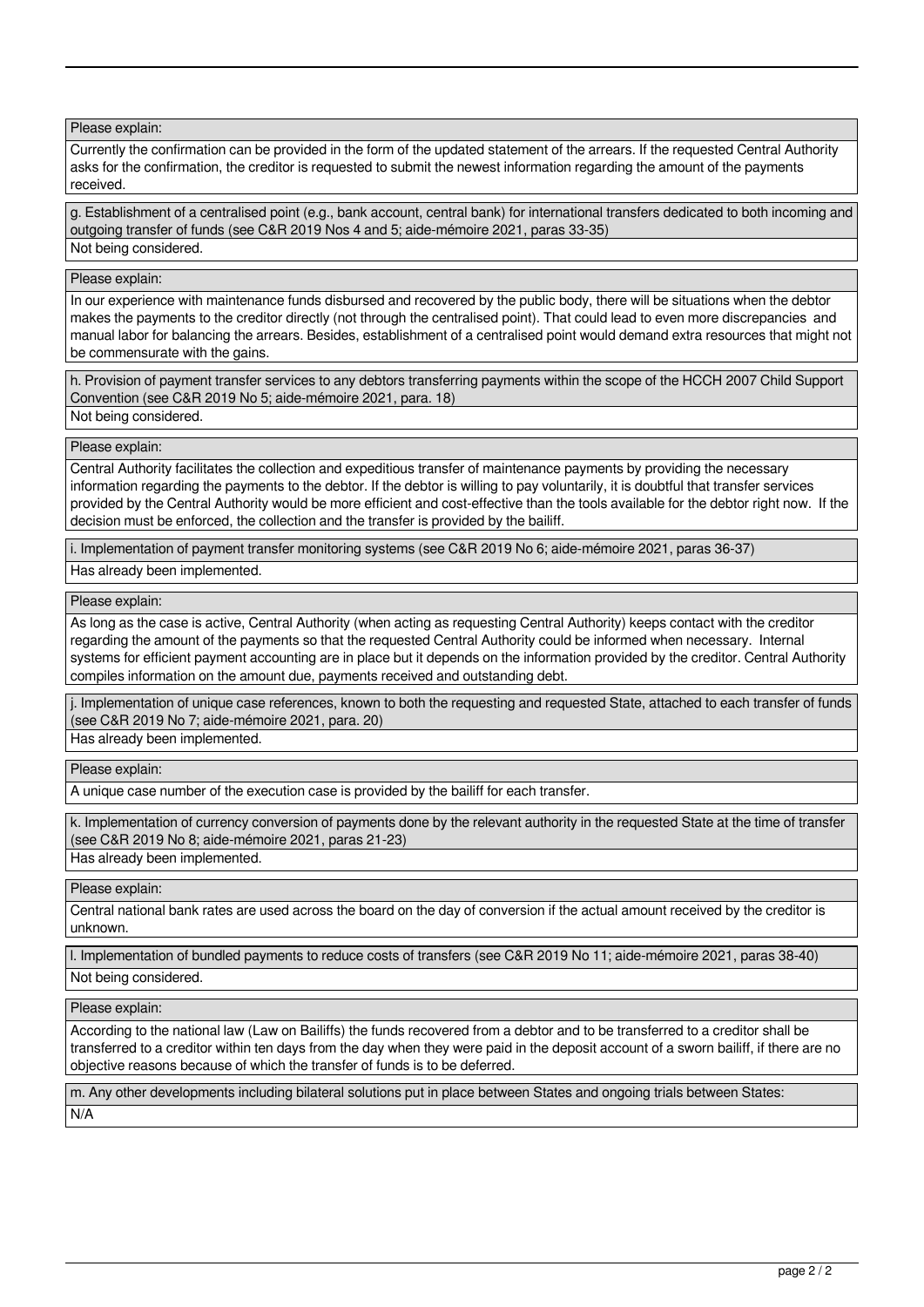Please explain:

Currently the confirmation can be provided in the form of the updated statement of the arrears. If the requested Central Authority asks for the confirmation, the creditor is requested to submit the newest information regarding the amount of the payments received.

g. Establishment of a centralised point (e.g., bank account, central bank) for international transfers dedicated to both incoming and outgoing transfer of funds (see C&R 2019 Nos 4 and 5; aide-mémoire 2021, paras 33-35)

Not being considered.

Please explain:

In our experience with maintenance funds disbursed and recovered by the public body, there will be situations when the debtor makes the payments to the creditor directly (not through the centralised point). That could lead to even more discrepancies and manual labor for balancing the arrears. Besides, establishment of a centralised point would demand extra resources that might not be commensurate with the gains.

h. Provision of payment transfer services to any debtors transferring payments within the scope of the HCCH 2007 Child Support Convention (see C&R 2019 No 5; aide-mémoire 2021, para. 18)

Not being considered.

Please explain:

Central Authority facilitates the collection and expeditious transfer of maintenance payments by providing the necessary information regarding the payments to the debtor. If the debtor is willing to pay voluntarily, it is doubtful that transfer services provided by the Central Authority would be more efficient and cost-effective than the tools available for the debtor right now. If the decision must be enforced, the collection and the transfer is provided by the bailiff.

i. Implementation of payment transfer monitoring systems (see C&R 2019 No 6; aide-mémoire 2021, paras 36-37)

Has already been implemented.

Please explain:

As long as the case is active, Central Authority (when acting as requesting Central Authority) keeps contact with the creditor regarding the amount of the payments so that the requested Central Authority could be informed when necessary. Internal systems for efficient payment accounting are in place but it depends on the information provided by the creditor. Central Authority compiles information on the amount due, payments received and outstanding debt.

j. Implementation of unique case references, known to both the requesting and requested State, attached to each transfer of funds (see C&R 2019 No 7; aide-mémoire 2021, para. 20)

Has already been implemented.

Please explain:

A unique case number of the execution case is provided by the bailiff for each transfer.

k. Implementation of currency conversion of payments done by the relevant authority in the requested State at the time of transfer (see C&R 2019 No 8; aide-mémoire 2021, paras 21-23)

Has already been implemented.

Please explain:

Central national bank rates are used across the board on the day of conversion if the actual amount received by the creditor is unknown.

l. Implementation of bundled payments to reduce costs of transfers (see C&R 2019 No 11; aide-mémoire 2021, paras 38-40)

Not being considered.

Please explain:

According to the national law (Law on Bailiffs) the funds recovered from a debtor and to be transferred to a creditor shall be transferred to a creditor within ten days from the day when they were paid in the deposit account of a sworn bailiff, if there are no objective reasons because of which the transfer of funds is to be deferred.

m. Any other developments including bilateral solutions put in place between States and ongoing trials between States:

N/A